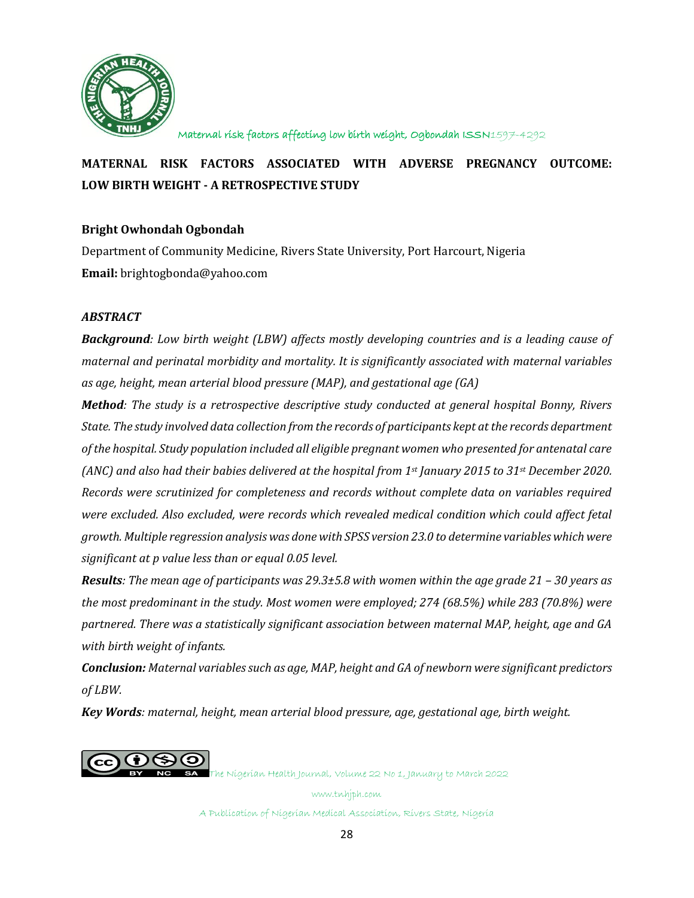# MATERNAL RISK FACTORS ASSOCIATED WITH ADVERSE PREGNANCY OUTCOME: LOW BIRTH WEIGHT - A RETROSPECTIVE STUDY

**Bright Owhondah Ogbondah**

Department of Community Medicine, Rivers State University, Port Harcourt, Nigeria

**Email:** brightogbonda@yahoo.com

## *ABSTRACT*

***Background****: Low birth weight (LBW) affects mostly developing countries and is a leading cause of maternal and perinatal morbidity and mortality. It is significantly associated with maternal variables as age, height, mean arterial blood pressure (MAP), and gestational age (GA)*

***Method****: The study is a retrospective descriptive study conducted at general hospital Bonny, Rivers State. The study involved data collection from the records of participants kept at the records department of the hospital. Study population included all eligible pregnant women who presented for antenatal care (ANC) and also had their babies delivered at the hospital from 1st January 2015 to 31st December 2020. Records were scrutinized for completeness and records without complete data on variables required were excluded. Also excluded, were records which revealed medical condition which could affect fetal growth. Multiple regression analysis was done with SPSS version 23.0 to determine variables which were significant at p value less than or equal 0.05 level.*

***Results****: The mean age of participants was 29.3±5.8 with women within the age grade 21 – 30 years as the most predominant in the study. Most women were employed; 274 (68.5%) while 283 (70.8%) were partnered. There was a statistically significant association between maternal MAP, height, age and GA with birth weight of infants.*

***Conclusion:*** *Maternal variables such as age, MAP, height and GA of newborn were significant predictors of LBW.*

***Key Words****: maternal, height, mean arterial blood pressure, age, gestational age, birth weight.*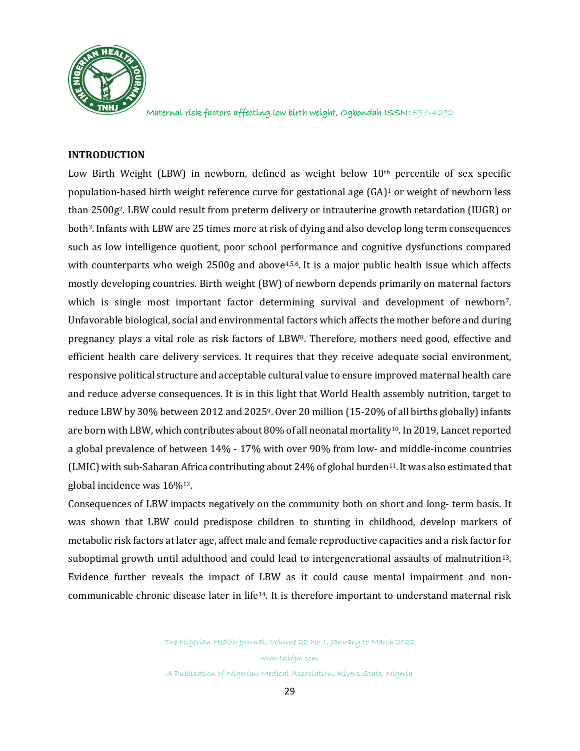## INTRODUCTION

Low Birth Weight (LBW) in newborn, defined as weight below 10th percentile of sex specific population-based birth weight reference curve for gestational age (GA)[1] or weight of newborn less than 2500g[2]. LBW could result from preterm delivery or intrauterine growth retardation (IUGR) or both[3]. Infants with LBW are 25 times more at risk of dying and also develop long term consequences such as low intelligence quotient, poor school performance and cognitive dysfunctions compared with counterparts who weigh 2500g and above[4,5,6]. It is a major public health issue which affects mostly developing countries. Birth weight (BW) of newborn depends primarily on maternal factors which is single most important factor determining survival and development of newborn[7]. Unfavorable biological, social and environmental factors which affects the mother before and during pregnancy plays a vital role as risk factors of LBW[8]. Therefore, mothers need good, effective and efficient health care delivery services. It requires that they receive adequate social environment, responsive political structure and acceptable cultural value to ensure improved maternal health care and reduce adverse consequences. It is in this light that World Health assembly nutrition, target to reduce LBW by 30% between 2012 and 2025[9]. Over 20 million (15-20% of all births globally) infants are born with LBW, which contributes about 80% of all neonatal mortality[10]. In 2019, Lancet reported a global prevalence of between 14% - 17% with over 90% from low- and middle-income countries (LMIC) with sub-Saharan Africa contributing about 24% of global burden[11]. It was also estimated that global incidence was 16%[12].

Consequences of LBW impacts negatively on the community both on short and long- term basis. It was shown that LBW could predispose children to stunting in childhood, develop markers of metabolic risk factors at later age, affect male and female reproductive capacities and a risk factor for suboptimal growth until adulthood and could lead to intergenerational assaults of malnutrition[13]. Evidence further reveals the impact of LBW as it could cause mental impairment and non-communicable chronic disease later in life[14]. It is therefore important to understand maternal risk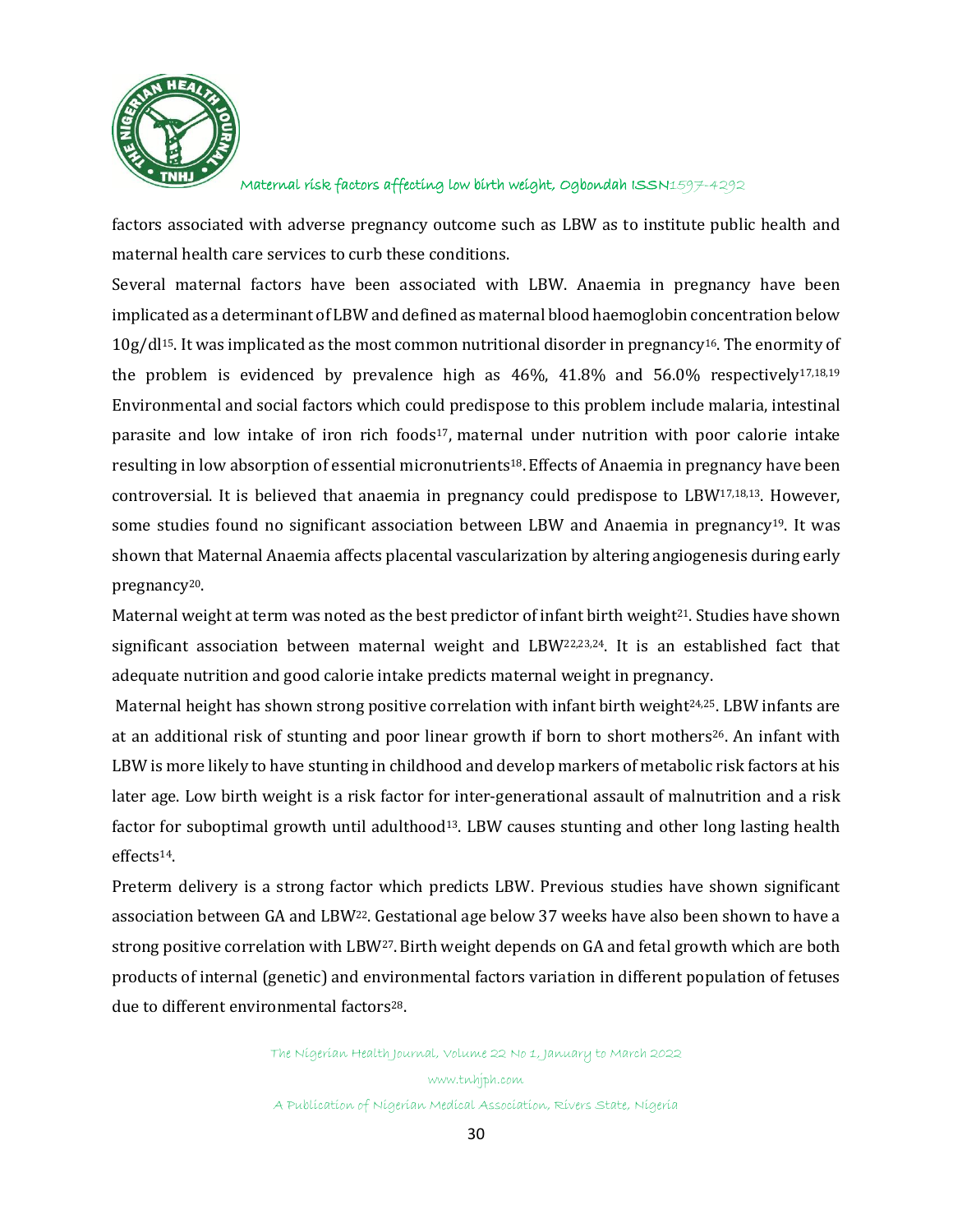factors associated with adverse pregnancy outcome such as LBW as to institute public health and maternal health care services to curb these conditions.

Several maternal factors have been associated with LBW. Anaemia in pregnancy have been implicated as a determinant of LBW and defined as maternal blood haemoglobin concentration below 10g/dl[15]. It was implicated as the most common nutritional disorder in pregnancy[16]. The enormity of the problem is evidenced by prevalence high as 46%, 41.8% and 56.0% respectively[17,18,19] Environmental and social factors which could predispose to this problem include malaria, intestinal parasite and low intake of iron rich foods[17], maternal under nutrition with poor calorie intake resulting in low absorption of essential micronutrients[18]. Effects of Anaemia in pregnancy have been controversial. It is believed that anaemia in pregnancy could predispose to LBW[17,18,13]. However, some studies found no significant association between LBW and Anaemia in pregnancy[19]. It was shown that Maternal Anaemia affects placental vascularization by altering angiogenesis during early pregnancy[20].

Maternal weight at term was noted as the best predictor of infant birth weight[21]. Studies have shown significant association between maternal weight and LBW[22,23,24]. It is an established fact that adequate nutrition and good calorie intake predicts maternal weight in pregnancy.

Maternal height has shown strong positive correlation with infant birth weight[24,25]. LBW infants are at an additional risk of stunting and poor linear growth if born to short mothers[26]. An infant with LBW is more likely to have stunting in childhood and develop markers of metabolic risk factors at his later age. Low birth weight is a risk factor for inter-generational assault of malnutrition and a risk factor for suboptimal growth until adulthood[13]. LBW causes stunting and other long lasting health effects[14].

Preterm delivery is a strong factor which predicts LBW. Previous studies have shown significant association between GA and LBW[22]. Gestational age below 37 weeks have also been shown to have a strong positive correlation with LBW[27]. Birth weight depends on GA and fetal growth which are both products of internal (genetic) and environmental factors variation in different population of fetuses due to different environmental factors[28].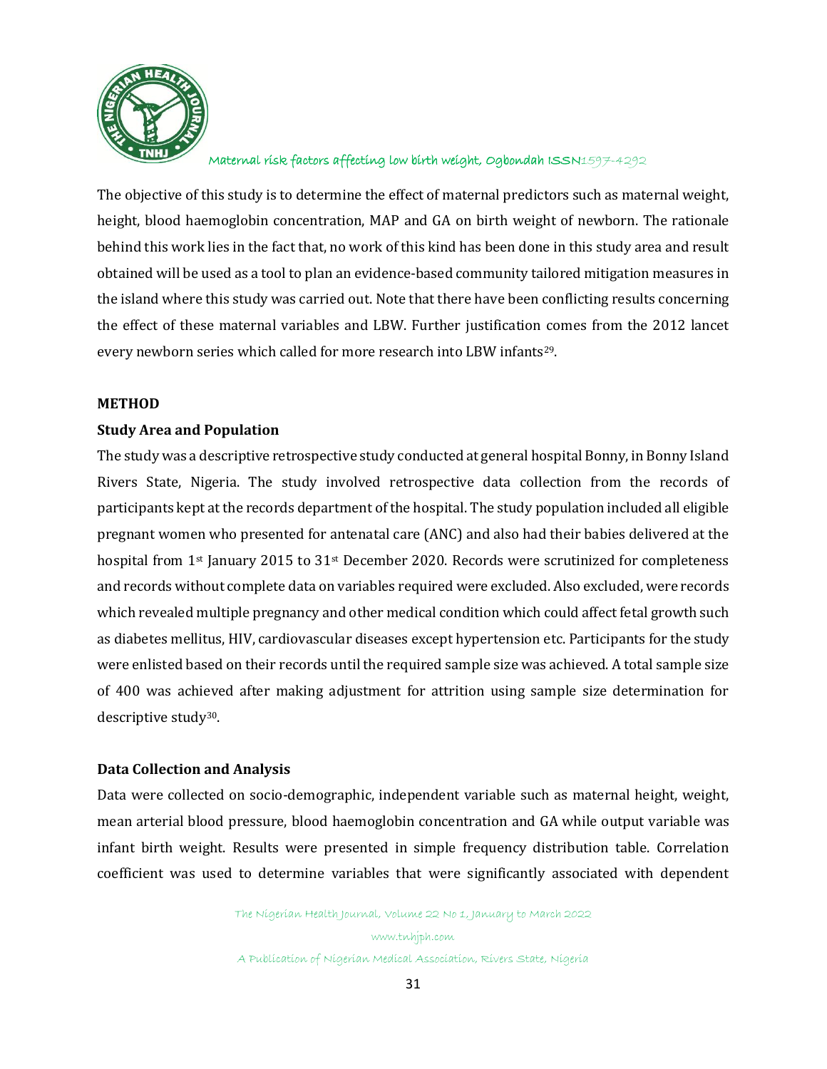The objective of this study is to determine the effect of maternal predictors such as maternal weight, height, blood haemoglobin concentration, MAP and GA on birth weight of newborn. The rationale behind this work lies in the fact that, no work of this kind has been done in this study area and result obtained will be used as a tool to plan an evidence-based community tailored mitigation measures in the island where this study was carried out. Note that there have been conflicting results concerning the effect of these maternal variables and LBW. Further justification comes from the 2012 lancet every newborn series which called for more research into LBW infants[29].

## METHOD

### Study Area and Population

The study was a descriptive retrospective study conducted at general hospital Bonny, in Bonny Island Rivers State, Nigeria. The study involved retrospective data collection from the records of participants kept at the records department of the hospital. The study population included all eligible pregnant women who presented for antenatal care (ANC) and also had their babies delivered at the hospital from 1st January 2015 to 31st December 2020. Records were scrutinized for completeness and records without complete data on variables required were excluded. Also excluded, were records which revealed multiple pregnancy and other medical condition which could affect fetal growth such as diabetes mellitus, HIV, cardiovascular diseases except hypertension etc. Participants for the study were enlisted based on their records until the required sample size was achieved. A total sample size of 400 was achieved after making adjustment for attrition using sample size determination for descriptive study[30].

### Data Collection and Analysis

Data were collected on socio-demographic, independent variable such as maternal height, weight, mean arterial blood pressure, blood haemoglobin concentration and GA while output variable was infant birth weight. Results were presented in simple frequency distribution table. Correlation coefficient was used to determine variables that were significantly associated with dependent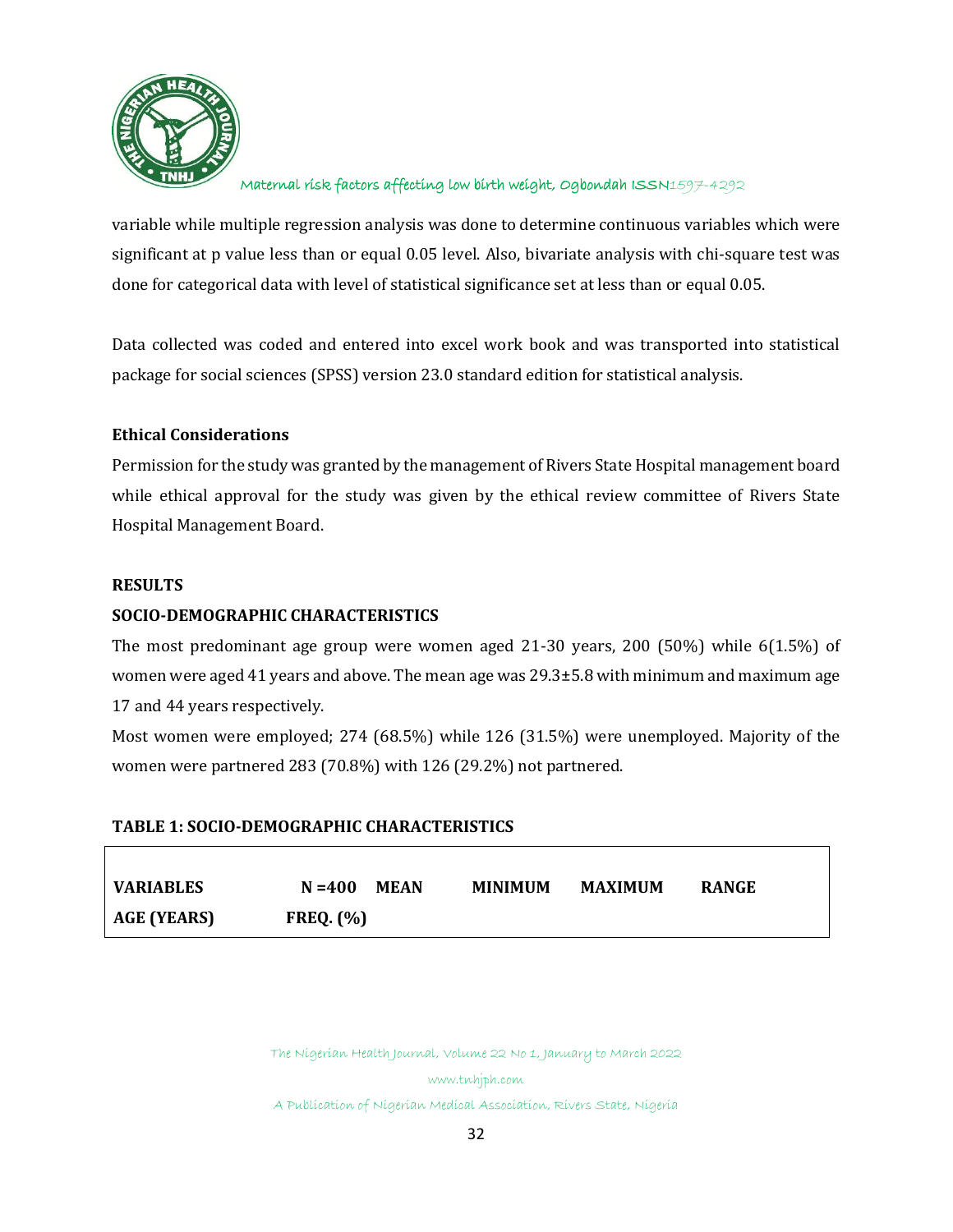variable while multiple regression analysis was done to determine continuous variables which were significant at p value less than or equal 0.05 level. Also, bivariate analysis with chi-square test was done for categorical data with level of statistical significance set at less than or equal 0.05.

Data collected was coded and entered into excel work book and was transported into statistical package for social sciences (SPSS) version 23.0 standard edition for statistical analysis.

**Ethical Considerations**

Permission for the study was granted by the management of Rivers State Hospital management board while ethical approval for the study was given by the ethical review committee of Rivers State Hospital Management Board.

**RESULTS**

**SOCIO-DEMOGRAPHIC CHARACTERISTICS**

The most predominant age group were women aged 21-30 years, 200 (50%) while 6(1.5%) of women were aged 41 years and above. The mean age was 29.3±5.8 with minimum and maximum age 17 and 44 years respectively.

Most women were employed; 274 (68.5%) while 126 (31.5%) were unemployed. Majority of the women were partnered 283 (70.8%) with 126 (29.2%) not partnered.

**TABLE 1: SOCIO-DEMOGRAPHIC CHARACTERISTICS**

| VARIABLES | N =400 | MEAN | MINIMUM | MAXIMUM | RANGE |
|---|---|---|---|---|---|
| AGE (YEARS) | FREQ. (%) | | | | |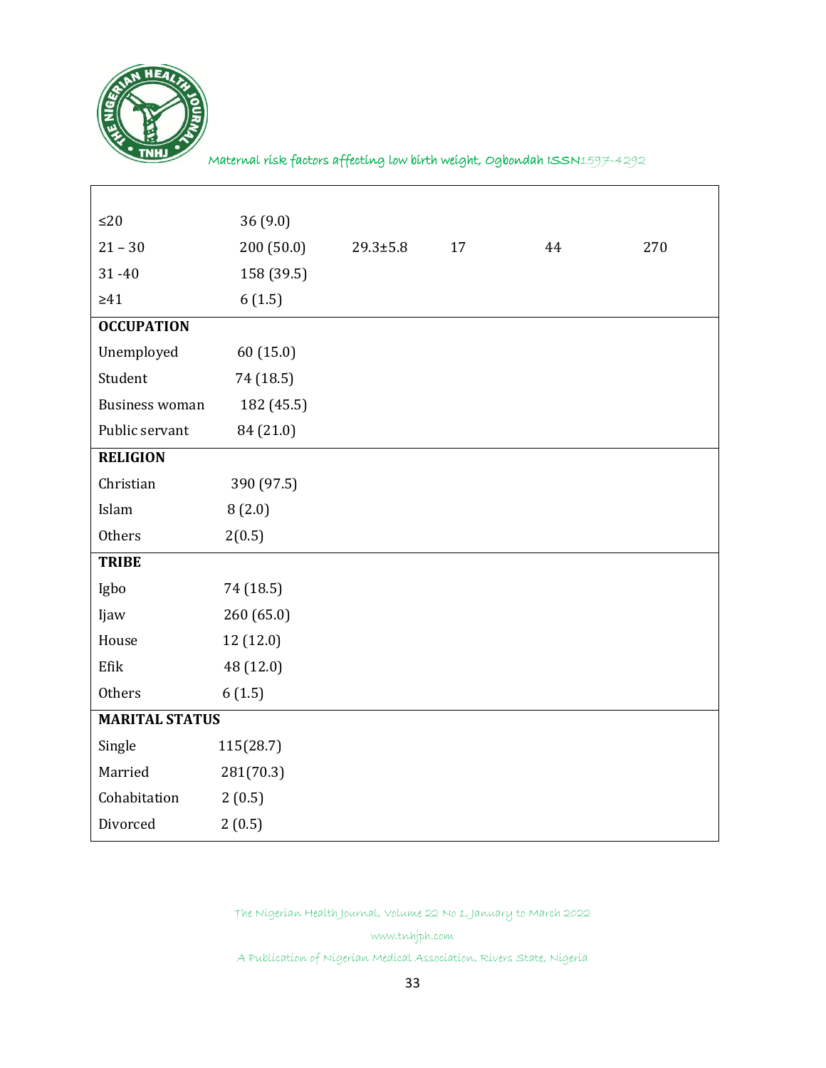| | | | | | |
|---|---|---|---|---|---|
| ≤20 | 36 (9.0) | | | | |
| 21 – 30 | 200 (50.0) | 29.3±5.8 | 17 | 44 | 270 |
| 31 -40 | 158 (39.5) | | | | |
| ≥41 | 6 (1.5) | | | | |
| **OCCUPATION** | | | | | |
| Unemployed | 60 (15.0) | | | | |
| Student | 74 (18.5) | | | | |
| Business woman | 182 (45.5) | | | | |
| Public servant | 84 (21.0) | | | | |
| **RELIGION** | | | | | |
| Christian | 390 (97.5) | | | | |
| Islam | 8 (2.0) | | | | |
| Others | 2(0.5) | | | | |
| **TRIBE** | | | | | |
| Igbo | 74 (18.5) | | | | |
| Ijaw | 260 (65.0) | | | | |
| House | 12 (12.0) | | | | |
| Efik | 48 (12.0) | | | | |
| Others | 6 (1.5) | | | | |
| **MARITAL STATUS** | | | | | |
| Single | 115(28.7) | | | | |
| Married | 281(70.3) | | | | |
| Cohabitation | 2 (0.5) | | | | |
| Divorced | 2 (0.5) | | | | |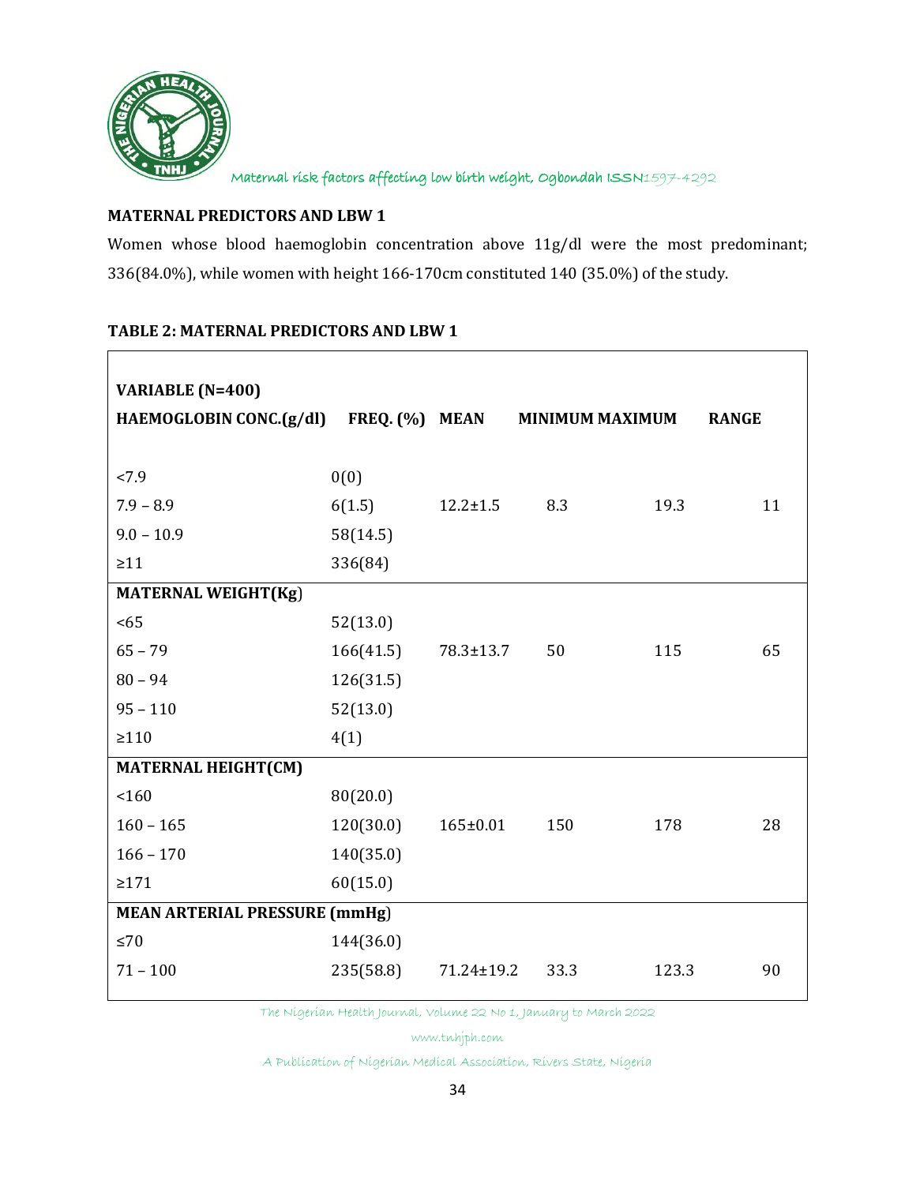## MATERNAL PREDICTORS AND LBW 1

Women whose blood haemoglobin concentration above 11g/dl were the most predominant; 336(84.0%), while women with height 166-170cm constituted 140 (35.0%) of the study.

### TABLE 2: MATERNAL PREDICTORS AND LBW 1

| VARIABLE (N=400) | | | | | |
|---|---|---|---|---|---|
| **HAEMOGLOBIN CONC.(g/dl)** | **FREQ. (%)** | **MEAN** | **MINIMUM** | **MAXIMUM** | **RANGE** |
| <7.9 | 0(0) | | | | |
| 7.9 – 8.9 | 6(1.5) | 12.2±1.5 | 8.3 | 19.3 | 11 |
| 9.0 – 10.9 | 58(14.5) | | | | |
| ≥11 | 336(84) | | | | |
| **MATERNAL WEIGHT(Kg)** | | | | | |
| <65 | 52(13.0) | | | | |
| 65 – 79 | 166(41.5) | 78.3±13.7 | 50 | 115 | 65 |
| 80 – 94 | 126(31.5) | | | | |
| 95 – 110 | 52(13.0) | | | | |
| ≥110 | 4(1) | | | | |
| **MATERNAL HEIGHT(CM)** | | | | | |
| <160 | 80(20.0) | | | | |
| 160 – 165 | 120(30.0) | 165±0.01 | 150 | 178 | 28 |
| 166 – 170 | 140(35.0) | | | | |
| ≥171 | 60(15.0) | | | | |
| **MEAN ARTERIAL PRESSURE (mmHg)** | | | | | |
| ≤70 | 144(36.0) | | | | |
| 71 – 100 | 235(58.8) | 71.24±19.2 | 33.3 | 123.3 | 90 |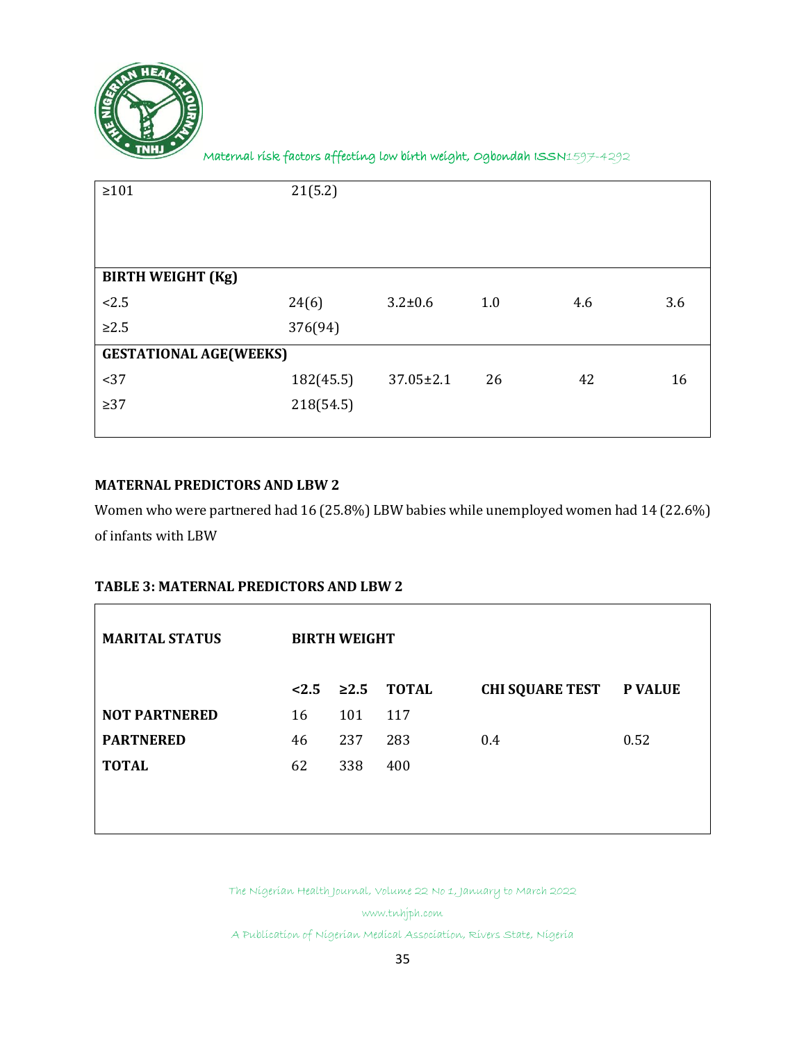| | | | | | |
|---|---|---|---|---|---|
| ≥101 | 21(5.2) | | | | |
| **BIRTH WEIGHT (Kg)** | | | | | |
| <2.5 | 24(6) | 3.2±0.6 | 1.0 | 4.6 | 3.6 |
| ≥2.5 | 376(94) | | | | |
| **GESTATIONAL AGE(WEEKS)** | | | | | |
| <37 | 182(45.5) | 37.05±2.1 | 26 | 42 | 16 |
| ≥37 | 218(54.5) | | | | |

### MATERNAL PREDICTORS AND LBW 2

Women who were partnered had 16 (25.8%) LBW babies while unemployed women had 14 (22.6%) of infants with LBW

### TABLE 3: MATERNAL PREDICTORS AND LBW 2

| MARITAL STATUS | BIRTH WEIGHT | | | | |
|---|---|---|---|---|---|
| | **<2.5** | **≥2.5** | **TOTAL** | **CHI SQUARE TEST** | **P VALUE** |
| **NOT PARTNERED** | 16 | 101 | 117 | | |
| **PARTNERED** | 46 | 237 | 283 | 0.4 | 0.52 |
| **TOTAL** | 62 | 338 | 400 | | |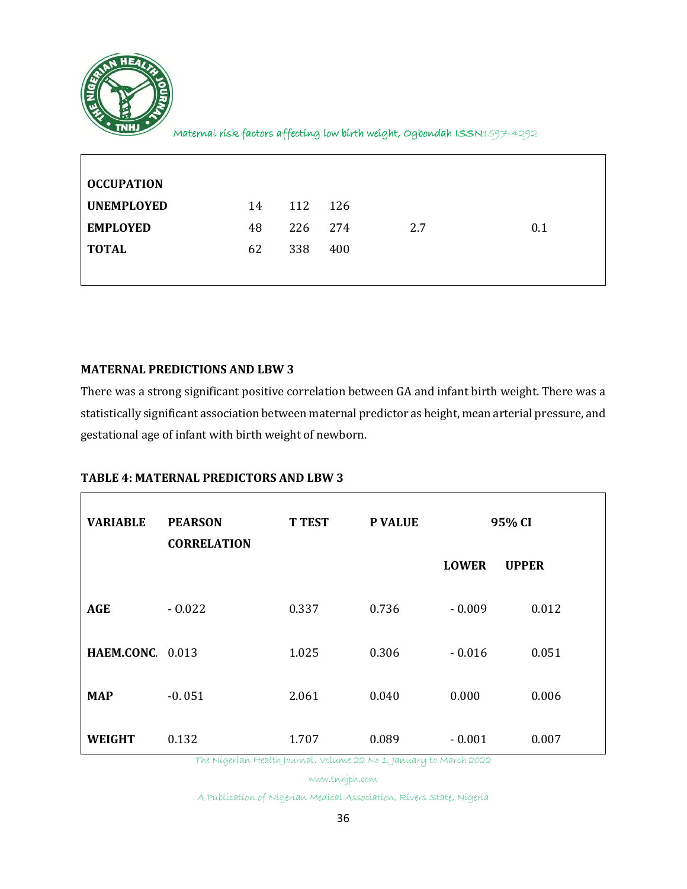| OCCUPATION | | | | | |
|---|---|---|---|---|---|
| UNEMPLOYED | 14 | 112 | 126 | | |
| EMPLOYED | 48 | 226 | 274 | 2.7 | 0.1 |
| TOTAL | 62 | 338 | 400 | | |

**MATERNAL PREDICTIONS AND LBW 3**

There was a strong significant positive correlation between GA and infant birth weight. There was a statistically significant association between maternal predictor as height, mean arterial pressure, and gestational age of infant with birth weight of newborn.

**TABLE 4: MATERNAL PREDICTORS AND LBW 3**

| VARIABLE | PEARSON CORRELATION | T TEST | P VALUE | 95% CI | |
|---|---|---|---|---|---|
| | | | | LOWER | UPPER |
| AGE | - 0.022 | 0.337 | 0.736 | - 0.009 | 0.012 |
| HAEM.CONC. | 0.013 | 1.025 | 0.306 | - 0.016 | 0.051 |
| MAP | -0. 051 | 2.061 | 0.040 | 0.000 | 0.006 |
| WEIGHT | 0.132 | 1.707 | 0.089 | - 0.001 | 0.007 |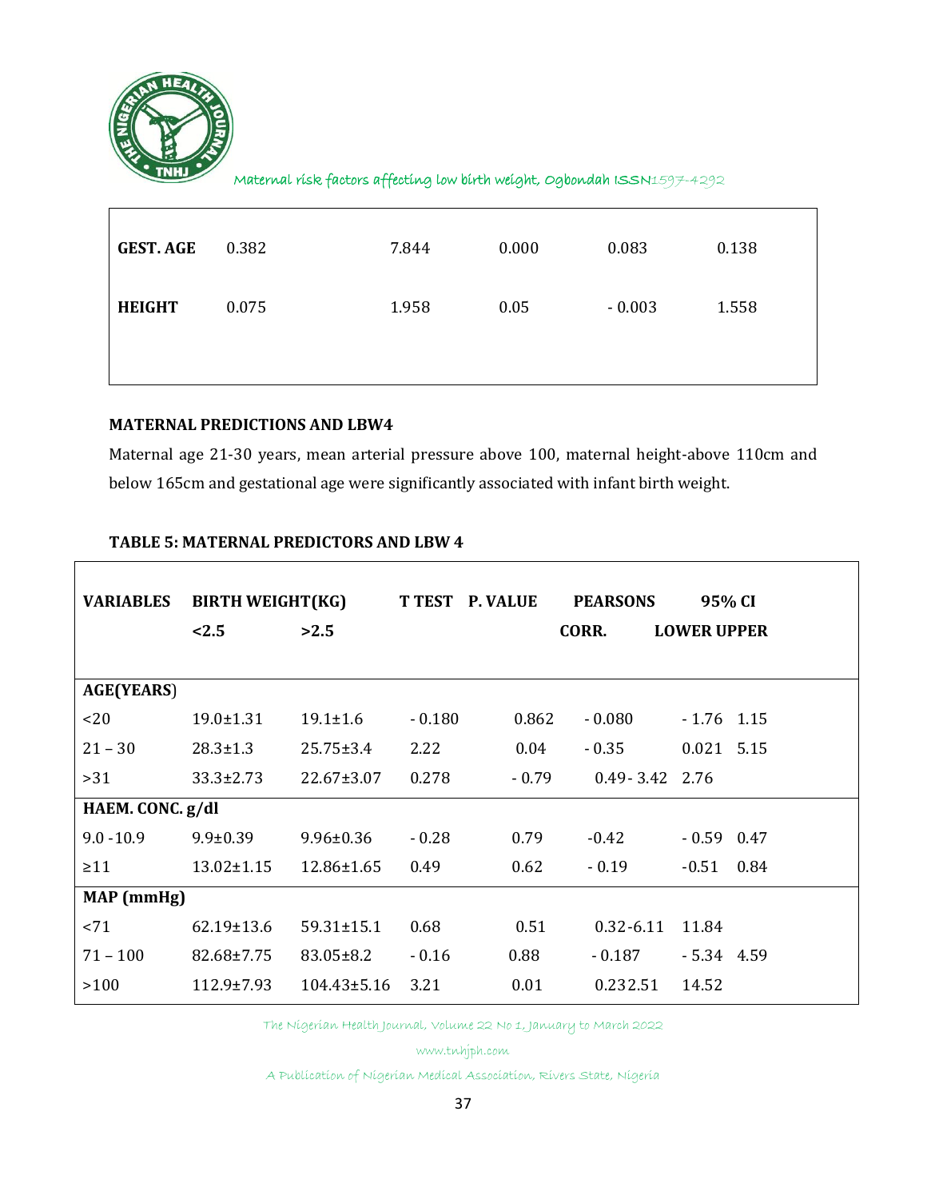| | | | | | |
|---|---|---|---|---|---|
| **GEST. AGE** | 0.382 | 7.844 | 0.000 | 0.083 | 0.138 |
| **HEIGHT** | 0.075 | 1.958 | 0.05 | - 0.003 | 1.558 |

**MATERNAL PREDICTIONS AND LBW4**

Maternal age 21-30 years, mean arterial pressure above 100, maternal height-above 110cm and below 165cm and gestational age were significantly associated with infant birth weight.

**TABLE 5: MATERNAL PREDICTORS AND LBW 4**

| **VARIABLES** | **BIRTH WEIGHT(KG)** | | **T TEST** | **P. VALUE** | **PEARSONS** | **95% CI** | |
|---|---|---|---|---|---|---|---|
| | **<2.5** | **>2.5** | | | **CORR.** | **LOWER** | **UPPER** |
| **AGE(YEARS)** | | | | | | | |
| <20 | 19.0±1.31 | 19.1±1.6 | - 0.180 | 0.862 | - 0.080 | - 1.76 | 1.15 |
| 21 – 30 | 28.3±1.3 | 25.75±3.4 | 2.22 | 0.04 | - 0.35 | 0.021 | 5.15 |
| >31 | 33.3±2.73 | 22.67±3.07 | 0.278 | - 0.79 | 0.49- 3.42 | 2.76 | |
| **HAEM. CONC. g/dl** | | | | | | | |
| 9.0 -10.9 | 9.9±0.39 | 9.96±0.36 | - 0.28 | 0.79 | -0.42 | - 0.59 | 0.47 |
| ≥11 | 13.02±1.15 | 12.86±1.65 | 0.49 | 0.62 | - 0.19 | -0.51 | 0.84 |
| **MAP (mmHg)** | | | | | | | |
| <71 | 62.19±13.6 | 59.31±15.1 | 0.68 | 0.51 | 0.32-6.11 | 11.84 | |
| 71 – 100 | 82.68±7.75 | 83.05±8.2 | - 0.16 | 0.88 | - 0.187 | - 5.34 | 4.59 |
| >100 | 112.9±7.93 | 104.43±5.16 | 3.21 | 0.01 | 0.232.51 | 14.52 | |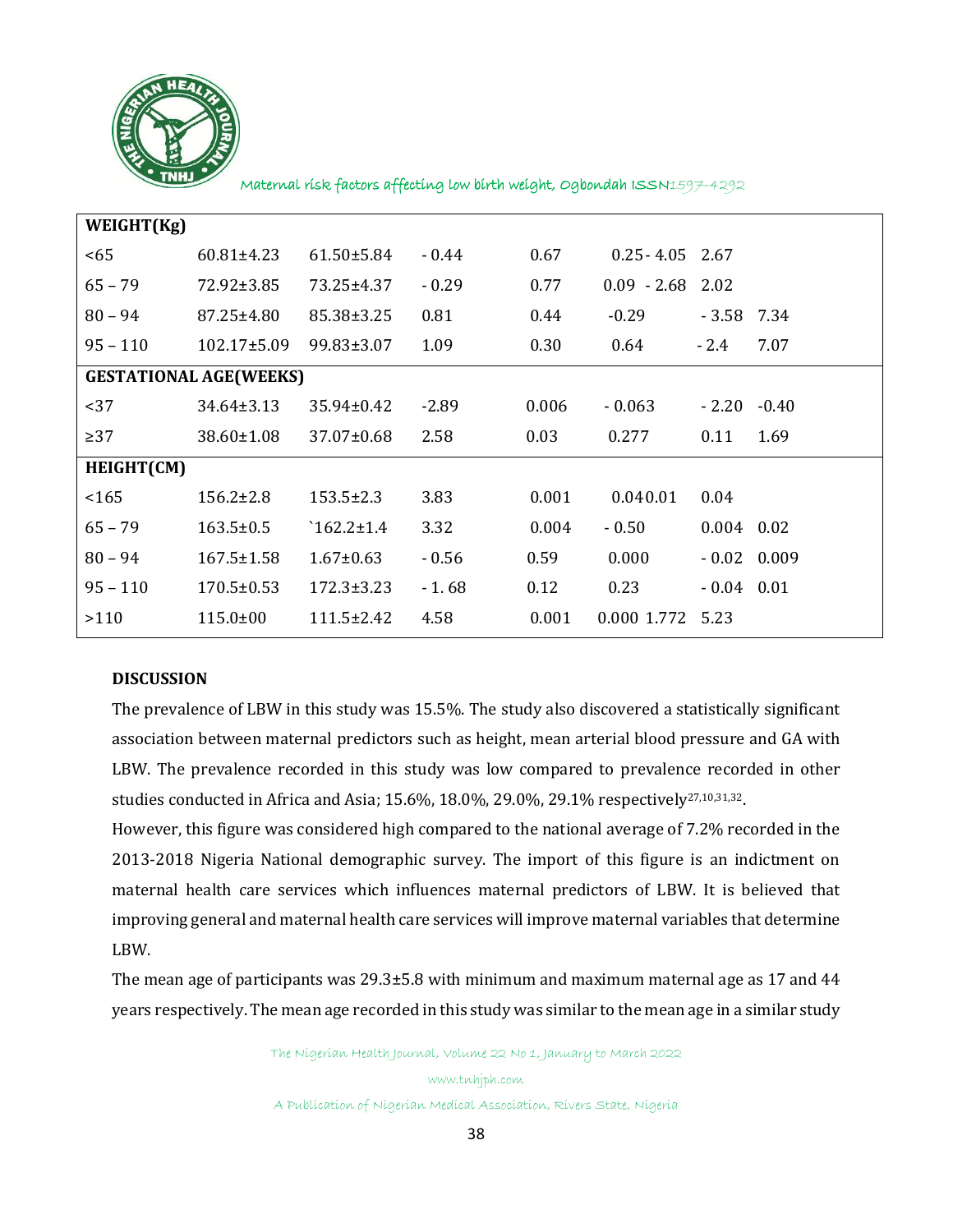| WEIGHT(Kg) | | | | | | | |
|---|---|---|---|---|---|---|---|
| <65 | 60.81±4.23 | 61.50±5.84 | - 0.44 | 0.67 | 0.25 - 4.05 | 2.67 | |
| 65 – 79 | 72.92±3.85 | 73.25±4.37 | - 0.29 | 0.77 | 0.09 - 2.68 | 2.02 | |
| 80 – 94 | 87.25±4.80 | 85.38±3.25 | 0.81 | 0.44 | -0.29 | - 3.58 | 7.34 |
| 95 – 110 | 102.17±5.09 | 99.83±3.07 | 1.09 | 0.30 | 0.64 | - 2.4 | 7.07 |
| **GESTATIONAL AGE(WEEKS)** | | | | | | | |
| <37 | 34.64±3.13 | 35.94±0.42 | -2.89 | 0.006 | - 0.063 | - 2.20 | -0.40 |
| ≥37 | 38.60±1.08 | 37.07±0.68 | 2.58 | 0.03 | 0.277 | 0.11 | 1.69 |
| **HEIGHT(CM)** | | | | | | | |
| <165 | 156.2±2.8 | 153.5±2.3 | 3.83 | 0.001 | 0.040.01 | 0.04 | |
| 65 – 79 | 163.5±0.5 | `162.2±1.4 | 3.32 | 0.004 | - 0.50 | 0.004 | 0.02 |
| 80 – 94 | 167.5±1.58 | 1.67±0.63 | - 0.56 | 0.59 | 0.000 | - 0.02 | 0.009 |
| 95 – 110 | 170.5±0.53 | 172.3±3.23 | - 1. 68 | 0.12 | 0.23 | - 0.04 | 0.01 |
| >110 | 115.0±00 | 111.5±2.42 | 4.58 | 0.001 | 0.000 1.772 | 5.23 | |

## DISCUSSION

The prevalence of LBW in this study was 15.5%. The study also discovered a statistically significant association between maternal predictors such as height, mean arterial blood pressure and GA with LBW. The prevalence recorded in this study was low compared to prevalence recorded in other studies conducted in Africa and Asia; 15.6%, 18.0%, 29.0%, 29.1% respectively[27,10,31,32].

However, this figure was considered high compared to the national average of 7.2% recorded in the 2013-2018 Nigeria National demographic survey. The import of this figure is an indictment on maternal health care services which influences maternal predictors of LBW. It is believed that improving general and maternal health care services will improve maternal variables that determine LBW.

The mean age of participants was 29.3±5.8 with minimum and maximum maternal age as 17 and 44 years respectively. The mean age recorded in this study was similar to the mean age in a similar study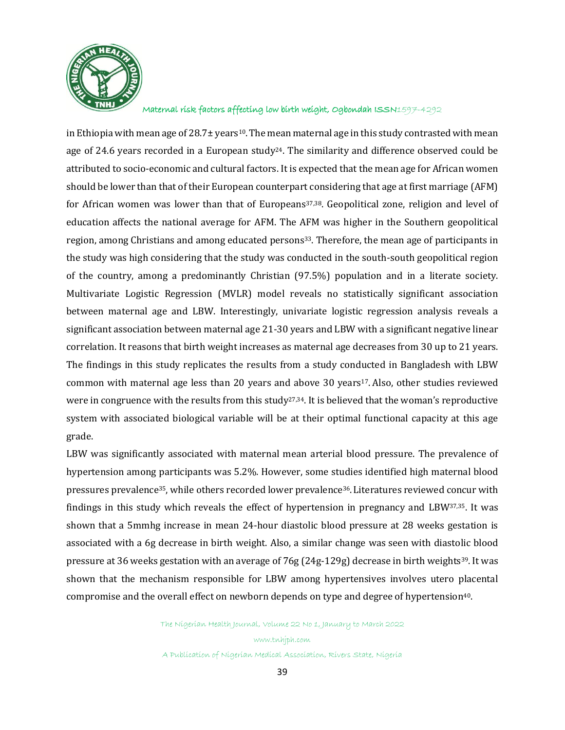in Ethiopia with mean age of 28.7± years[10]. The mean maternal age in this study contrasted with mean age of 24.6 years recorded in a European study[24]. The similarity and difference observed could be attributed to socio-economic and cultural factors. It is expected that the mean age for African women should be lower than that of their European counterpart considering that age at first marriage (AFM) for African women was lower than that of Europeans[37,38]. Geopolitical zone, religion and level of education affects the national average for AFM. The AFM was higher in the Southern geopolitical region, among Christians and among educated persons[33]. Therefore, the mean age of participants in the study was high considering that the study was conducted in the south-south geopolitical region of the country, among a predominantly Christian (97.5%) population and in a literate society. Multivariate Logistic Regression (MVLR) model reveals no statistically significant association between maternal age and LBW. Interestingly, univariate logistic regression analysis reveals a significant association between maternal age 21-30 years and LBW with a significant negative linear correlation. It reasons that birth weight increases as maternal age decreases from 30 up to 21 years. The findings in this study replicates the results from a study conducted in Bangladesh with LBW common with maternal age less than 20 years and above 30 years[17]. Also, other studies reviewed were in congruence with the results from this study[27,34]. It is believed that the woman's reproductive system with associated biological variable will be at their optimal functional capacity at this age grade.

LBW was significantly associated with maternal mean arterial blood pressure. The prevalence of hypertension among participants was 5.2%. However, some studies identified high maternal blood pressures prevalence[35], while others recorded lower prevalence[36]. Literatures reviewed concur with findings in this study which reveals the effect of hypertension in pregnancy and LBW[37,35]. It was shown that a 5mmhg increase in mean 24-hour diastolic blood pressure at 28 weeks gestation is associated with a 6g decrease in birth weight. Also, a similar change was seen with diastolic blood pressure at 36 weeks gestation with an average of 76g (24g-129g) decrease in birth weights[39]. It was shown that the mechanism responsible for LBW among hypertensives involves utero placental compromise and the overall effect on newborn depends on type and degree of hypertension[40].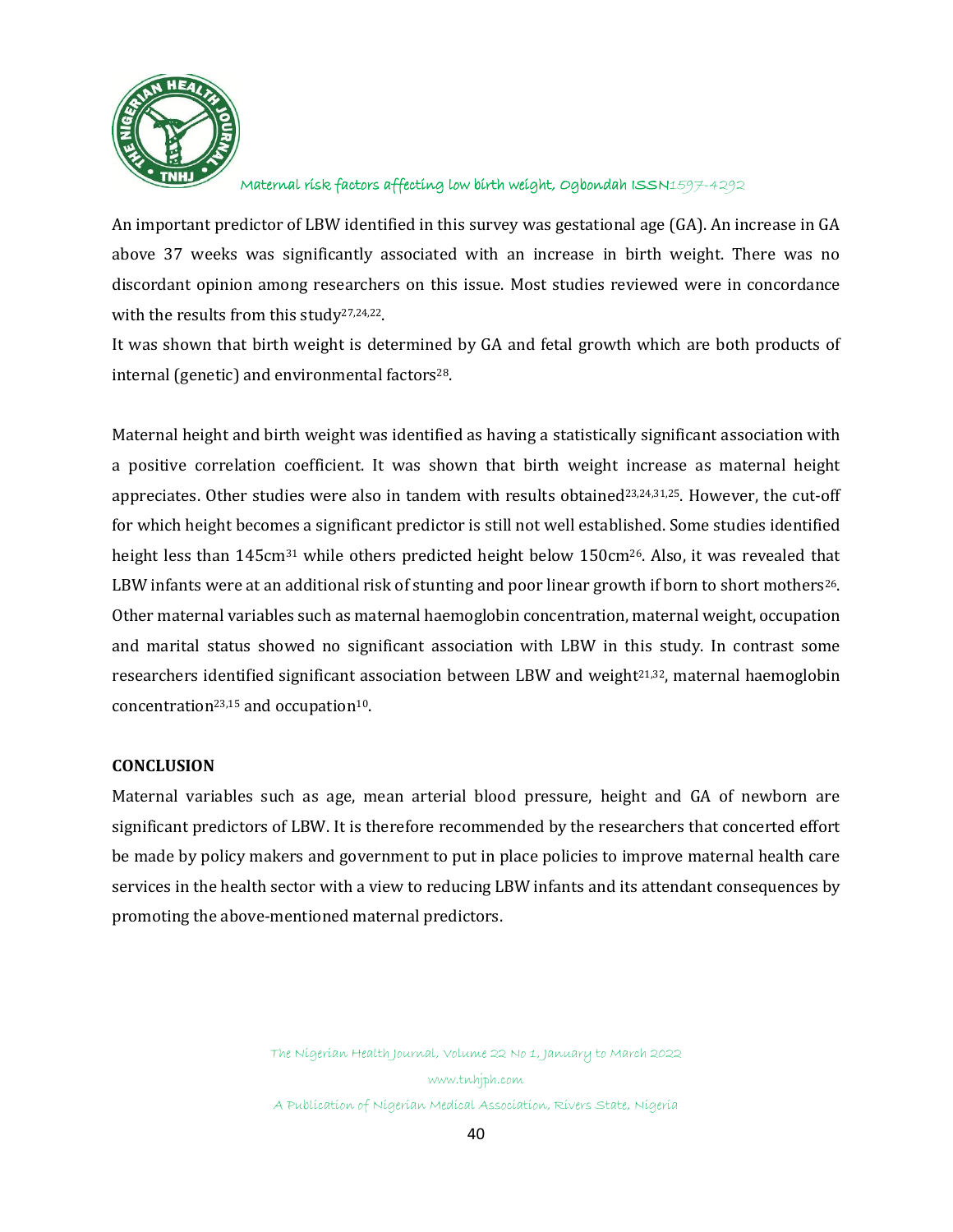An important predictor of LBW identified in this survey was gestational age (GA). An increase in GA above 37 weeks was significantly associated with an increase in birth weight. There was no discordant opinion among researchers on this issue. Most studies reviewed were in concordance with the results from this study[27,24,22].

It was shown that birth weight is determined by GA and fetal growth which are both products of internal (genetic) and environmental factors[28].

Maternal height and birth weight was identified as having a statistically significant association with a positive correlation coefficient. It was shown that birth weight increase as maternal height appreciates. Other studies were also in tandem with results obtained[23,24,31,25]. However, the cut-off for which height becomes a significant predictor is still not well established. Some studies identified height less than 145cm[31] while others predicted height below 150cm[26]. Also, it was revealed that LBW infants were at an additional risk of stunting and poor linear growth if born to short mothers[26]. Other maternal variables such as maternal haemoglobin concentration, maternal weight, occupation and marital status showed no significant association with LBW in this study. In contrast some researchers identified significant association between LBW and weight[21,32], maternal haemoglobin concentration[23,15] and occupation[10].

**CONCLUSION**

Maternal variables such as age, mean arterial blood pressure, height and GA of newborn are significant predictors of LBW. It is therefore recommended by the researchers that concerted effort be made by policy makers and government to put in place policies to improve maternal health care services in the health sector with a view to reducing LBW infants and its attendant consequences by promoting the above-mentioned maternal predictors.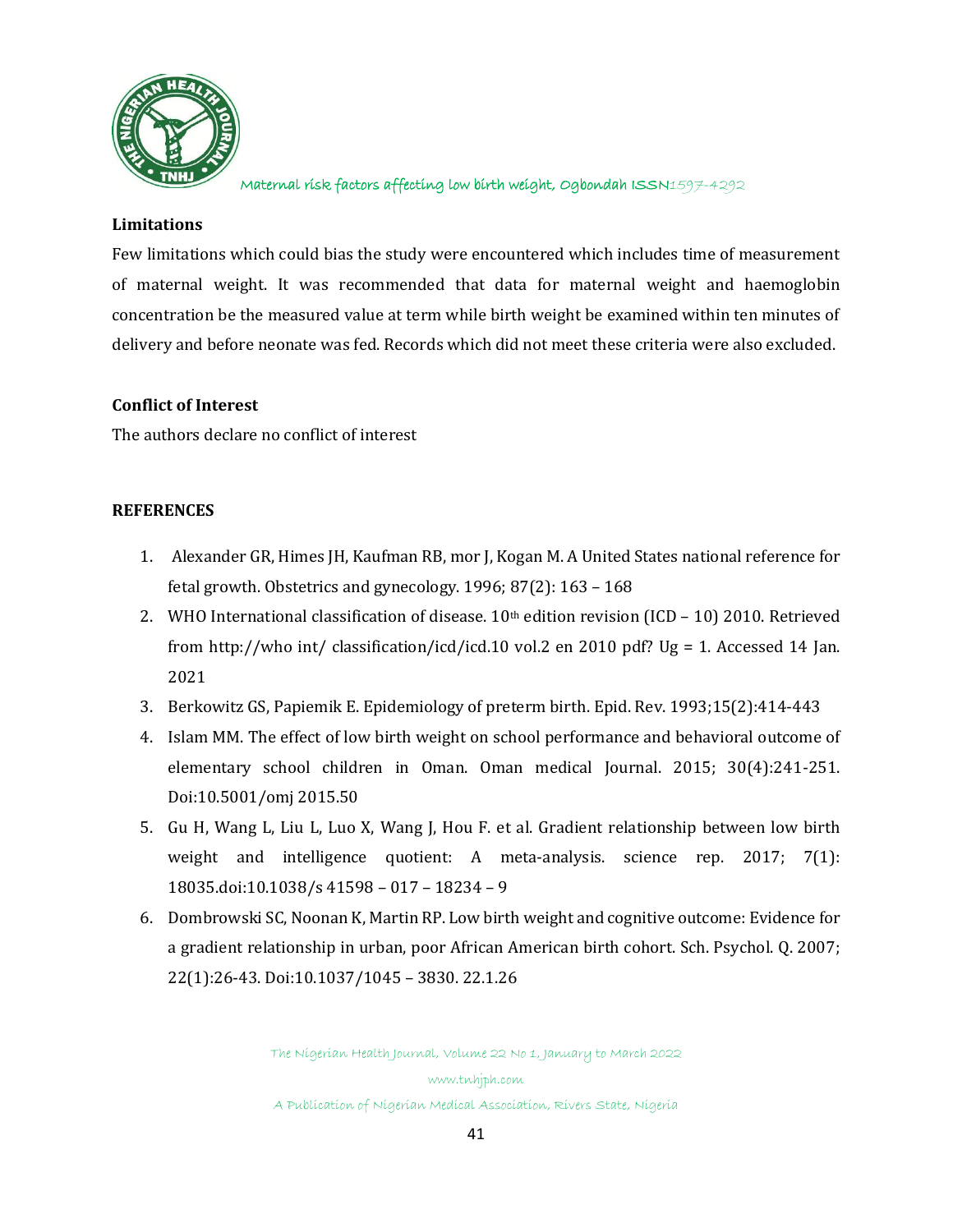### Limitations

Few limitations which could bias the study were encountered which includes time of measurement of maternal weight. It was recommended that data for maternal weight and haemoglobin concentration be the measured value at term while birth weight be examined within ten minutes of delivery and before neonate was fed. Records which did not meet these criteria were also excluded.

### Conflict of Interest

The authors declare no conflict of interest

### REFERENCES

1. Alexander GR, Himes JH, Kaufman RB, mor J, Kogan M. A United States national reference for fetal growth. Obstetrics and gynecology. 1996; 87(2): 163 – 168
2. WHO International classification of disease. 10th edition revision (ICD – 10) 2010. Retrieved from http://who int/ classification/icd/icd.10 vol.2 en 2010 pdf? Ug = 1. Accessed 14 Jan. 2021
3. Berkowitz GS, Papiemik E. Epidemiology of preterm birth. Epid. Rev. 1993;15(2):414-443
4. Islam MM. The effect of low birth weight on school performance and behavioral outcome of elementary school children in Oman. Oman medical Journal. 2015; 30(4):241-251. Doi:10.5001/omj 2015.50
5. Gu H, Wang L, Liu L, Luo X, Wang J, Hou F. et al. Gradient relationship between low birth weight and intelligence quotient: A meta-analysis. science rep. 2017; 7(1): 18035.doi:10.1038/s 41598 – 017 – 18234 – 9
6. Dombrowski SC, Noonan K, Martin RP. Low birth weight and cognitive outcome: Evidence for a gradient relationship in urban, poor African American birth cohort. Sch. Psychol. Q. 2007; 22(1):26-43. Doi:10.1037/1045 – 3830. 22.1.26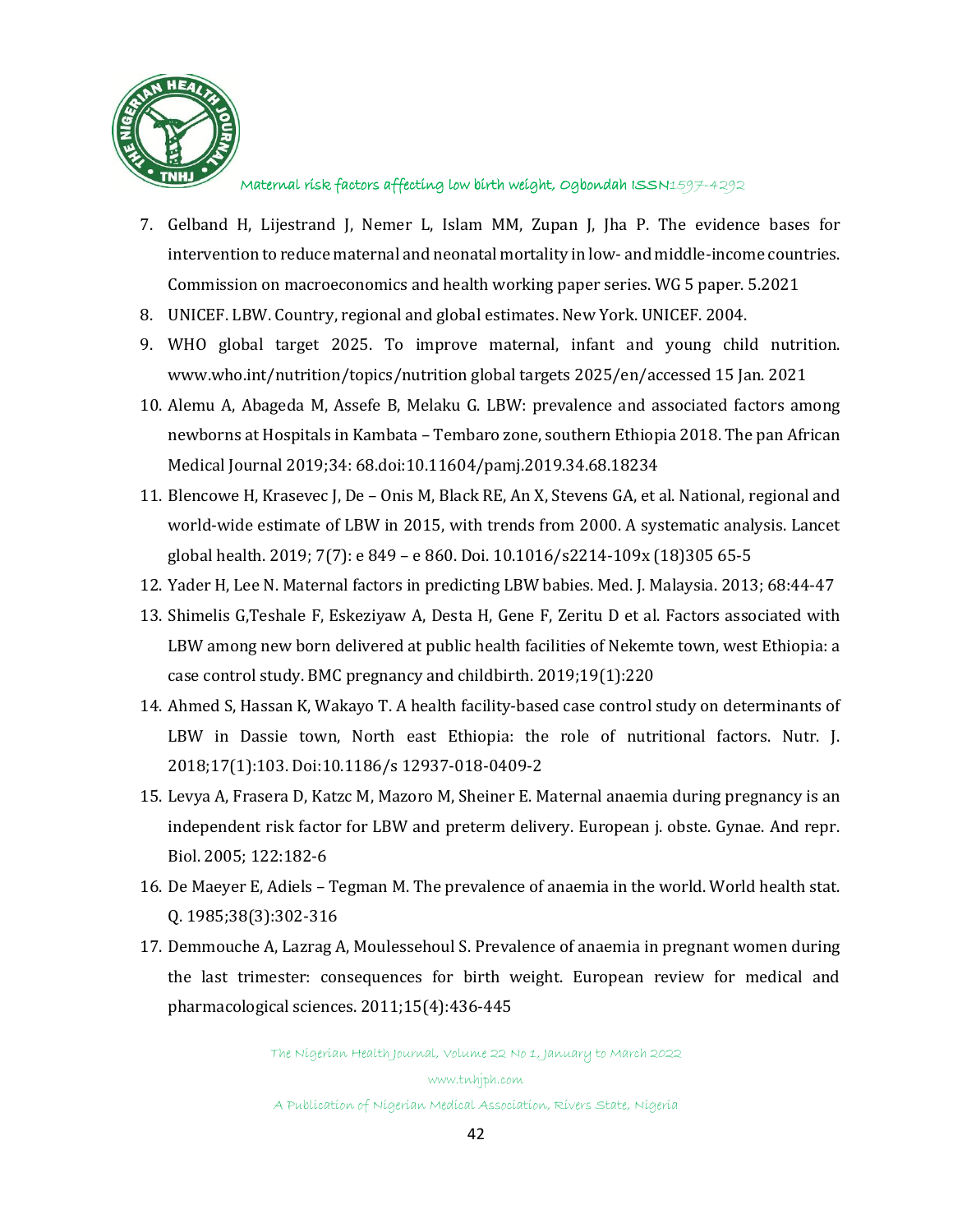7. Gelband H, Lijestrand J, Nemer L, Islam MM, Zupan J, Jha P. The evidence bases for intervention to reduce maternal and neonatal mortality in low- and middle-income countries. Commission on macroeconomics and health working paper series. WG 5 paper. 5.2021
8. UNICEF. LBW. Country, regional and global estimates. New York. UNICEF. 2004.
9. WHO global target 2025. To improve maternal, infant and young child nutrition. www.who.int/nutrition/topics/nutrition global targets 2025/en/accessed 15 Jan. 2021
10. Alemu A, Abageda M, Assefe B, Melaku G. LBW: prevalence and associated factors among newborns at Hospitals in Kambata – Tembaro zone, southern Ethiopia 2018. The pan African Medical Journal 2019;34: 68.doi:10.11604/pamj.2019.34.68.18234
11. Blencowe H, Krasevec J, De – Onis M, Black RE, An X, Stevens GA, et al. National, regional and world-wide estimate of LBW in 2015, with trends from 2000. A systematic analysis. Lancet global health. 2019; 7(7): e 849 – e 860. Doi. 10.1016/s2214-109x (18)305 65-5
12. Yader H, Lee N. Maternal factors in predicting LBW babies. Med. J. Malaysia. 2013; 68:44-47
13. Shimelis G,Teshale F, Eskeziyaw A, Desta H, Gene F, Zeritu D et al. Factors associated with LBW among new born delivered at public health facilities of Nekemte town, west Ethiopia: a case control study. BMC pregnancy and childbirth. 2019;19(1):220
14. Ahmed S, Hassan K, Wakayo T. A health facility-based case control study on determinants of LBW in Dassie town, North east Ethiopia: the role of nutritional factors. Nutr. J. 2018;17(1):103. Doi:10.1186/s 12937-018-0409-2
15. Levya A, Frasera D, Katzc M, Mazoro M, Sheiner E. Maternal anaemia during pregnancy is an independent risk factor for LBW and preterm delivery. European j. obste. Gynae. And repr. Biol. 2005; 122:182-6
16. De Maeyer E, Adiels – Tegman M. The prevalence of anaemia in the world. World health stat. Q. 1985;38(3):302-316
17. Demmouche A, Lazrag A, Moulessehoul S. Prevalence of anaemia in pregnant women during the last trimester: consequences for birth weight. European review for medical and pharmacological sciences. 2011;15(4):436-445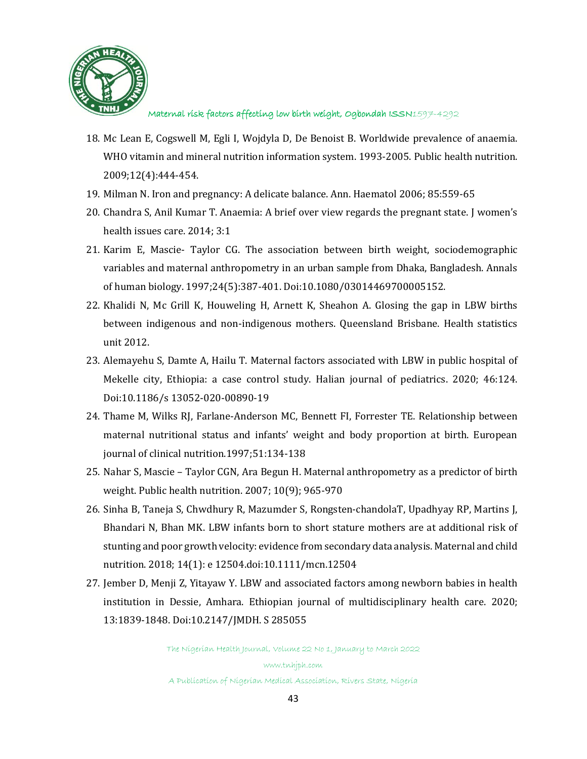18. Mc Lean E, Cogswell M, Egli I, Wojdyla D, De Benoist B. Worldwide prevalence of anaemia. WHO vitamin and mineral nutrition information system. 1993-2005. Public health nutrition. 2009;12(4):444-454.
19. Milman N. Iron and pregnancy: A delicate balance. Ann. Haematol 2006; 85:559-65
20. Chandra S, Anil Kumar T. Anaemia: A brief over view regards the pregnant state. J women's health issues care. 2014; 3:1
21. Karim E, Mascie- Taylor CG. The association between birth weight, sociodemographic variables and maternal anthropometry in an urban sample from Dhaka, Bangladesh. Annals of human biology. 1997;24(5):387-401. Doi:10.1080/03014469700005152.
22. Khalidi N, Mc Grill K, Houweling H, Arnett K, Sheahon A. Glosing the gap in LBW births between indigenous and non-indigenous mothers. Queensland Brisbane. Health statistics unit 2012.
23. Alemayehu S, Damte A, Hailu T. Maternal factors associated with LBW in public hospital of Mekelle city, Ethiopia: a case control study. Halian journal of pediatrics. 2020; 46:124. Doi:10.1186/s 13052-020-00890-19
24. Thame M, Wilks RJ, Farlane-Anderson MC, Bennett FI, Forrester TE. Relationship between maternal nutritional status and infants' weight and body proportion at birth. European journal of clinical nutrition.1997;51:134-138
25. Nahar S, Mascie – Taylor CGN, Ara Begun H. Maternal anthropometry as a predictor of birth weight. Public health nutrition. 2007; 10(9); 965-970
26. Sinha B, Taneja S, Chwdhury R, Mazumder S, Rongsten-chandolaT, Upadhyay RP, Martins J, Bhandari N, Bhan MK. LBW infants born to short stature mothers are at additional risk of stunting and poor growth velocity: evidence from secondary data analysis. Maternal and child nutrition. 2018; 14(1): e 12504.doi:10.1111/mcn.12504
27. Jember D, Menji Z, Yitayaw Y. LBW and associated factors among newborn babies in health institution in Dessie, Amhara. Ethiopian journal of multidisciplinary health care. 2020; 13:1839-1848. Doi:10.2147/JMDH. S 285055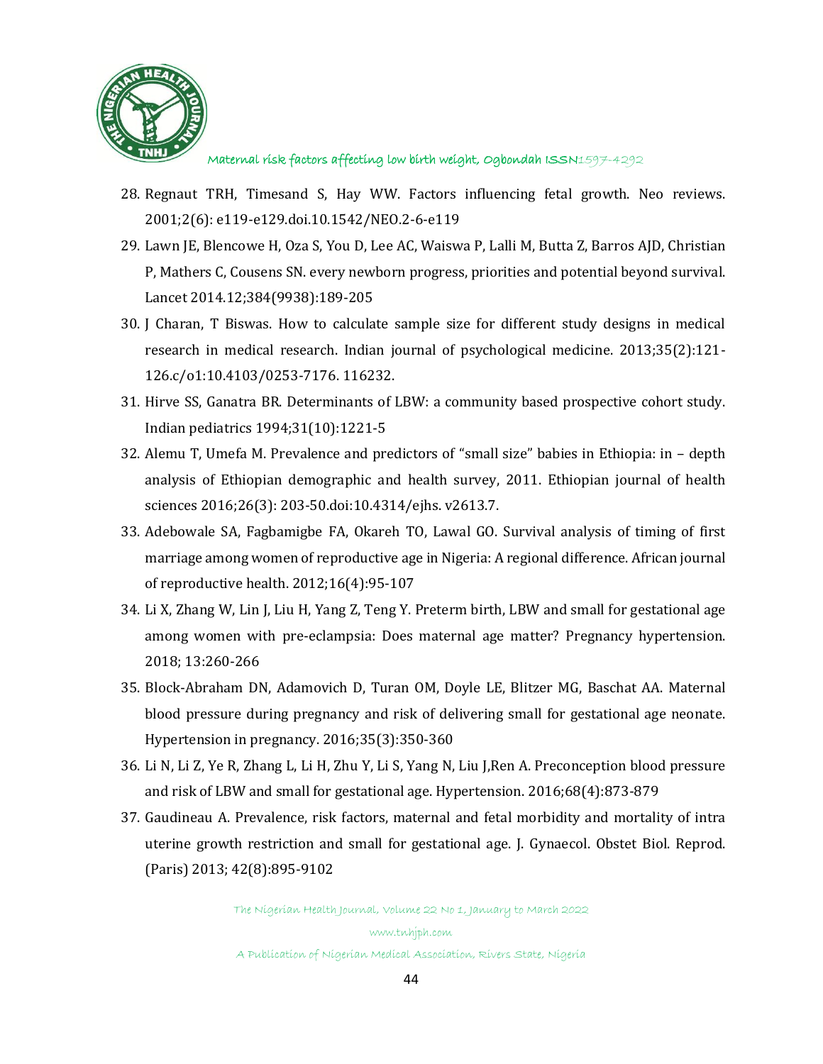28. Regnaut TRH, Timesand S, Hay WW. Factors influencing fetal growth. Neo reviews. 2001;2(6): e119-e129.doi.10.1542/NEO.2-6-e119
29. Lawn JE, Blencowe H, Oza S, You D, Lee AC, Waiswa P, Lalli M, Butta Z, Barros AJD, Christian P, Mathers C, Cousens SN. every newborn progress, priorities and potential beyond survival. Lancet 2014.12;384(9938):189-205
30. J Charan, T Biswas. How to calculate sample size for different study designs in medical research in medical research. Indian journal of psychological medicine. 2013;35(2):121-126.c/o1:10.4103/0253-7176. 116232.
31. Hirve SS, Ganatra BR. Determinants of LBW: a community based prospective cohort study. Indian pediatrics 1994;31(10):1221-5
32. Alemu T, Umefa M. Prevalence and predictors of "small size" babies in Ethiopia: in – depth analysis of Ethiopian demographic and health survey, 2011. Ethiopian journal of health sciences 2016;26(3): 203-50.doi:10.4314/ejhs. v2613.7.
33. Adebowale SA, Fagbamigbe FA, Okareh TO, Lawal GO. Survival analysis of timing of first marriage among women of reproductive age in Nigeria: A regional difference. African journal of reproductive health. 2012;16(4):95-107
34. Li X, Zhang W, Lin J, Liu H, Yang Z, Teng Y. Preterm birth, LBW and small for gestational age among women with pre-eclampsia: Does maternal age matter? Pregnancy hypertension. 2018; 13:260-266
35. Block-Abraham DN, Adamovich D, Turan OM, Doyle LE, Blitzer MG, Baschat AA. Maternal blood pressure during pregnancy and risk of delivering small for gestational age neonate. Hypertension in pregnancy. 2016;35(3):350-360
36. Li N, Li Z, Ye R, Zhang L, Li H, Zhu Y, Li S, Yang N, Liu J,Ren A. Preconception blood pressure and risk of LBW and small for gestational age. Hypertension. 2016;68(4):873-879
37. Gaudineau A. Prevalence, risk factors, maternal and fetal morbidity and mortality of intra uterine growth restriction and small for gestational age. J. Gynaecol. Obstet Biol. Reprod. (Paris) 2013; 42(8):895-9102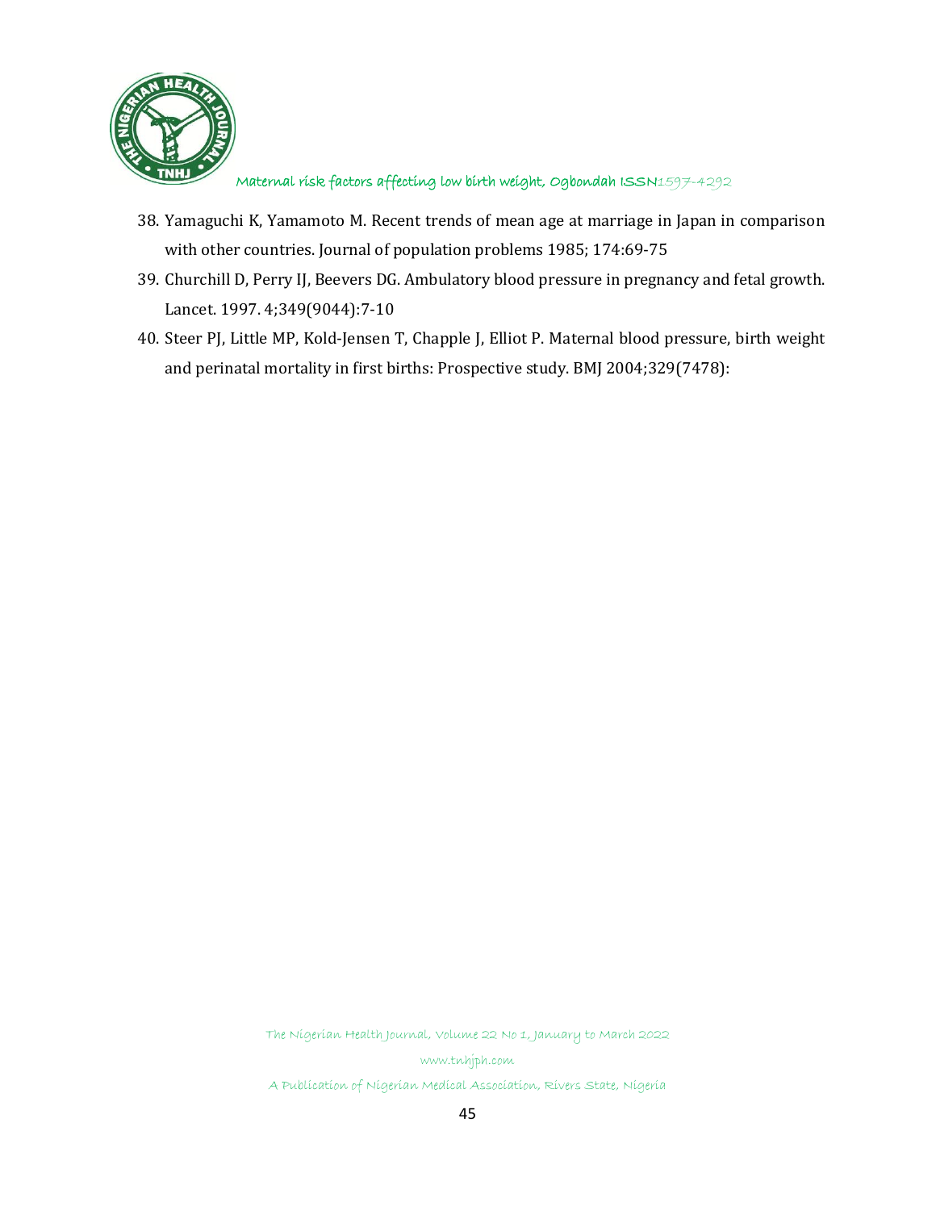38. Yamaguchi K, Yamamoto M. Recent trends of mean age at marriage in Japan in comparison with other countries. Journal of population problems 1985; 174:69-75
39. Churchill D, Perry IJ, Beevers DG. Ambulatory blood pressure in pregnancy and fetal growth. Lancet. 1997. 4;349(9044):7-10
40. Steer PJ, Little MP, Kold-Jensen T, Chapple J, Elliot P. Maternal blood pressure, birth weight and perinatal mortality in first births: Prospective study. BMJ 2004;329(7478):